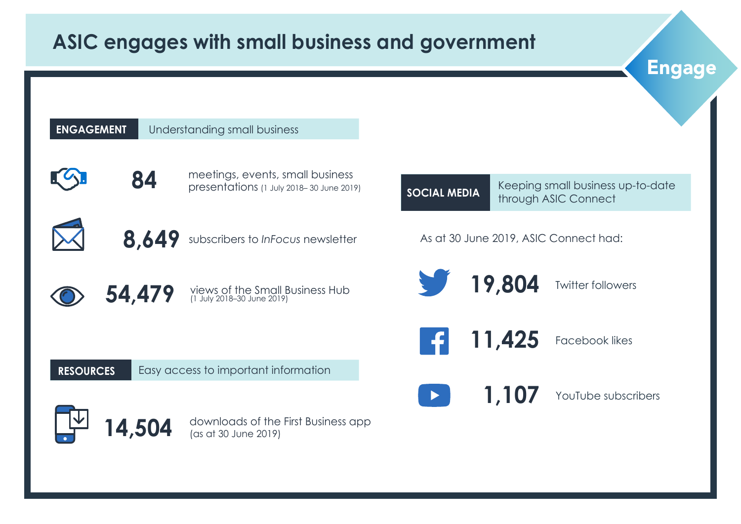# ASIC engages with small business and government

**Engage**

## ENGAGEMENT — Understanding small business

**84** meetings, events, small business presentations (1 July 2018– 30 June 2019)

**8,649** subscribers to *InFocus* newsletter

**54,479** views of the Small Business Hub (1 July 2018–30 June 2019)

## RESOURCES — Easy access to important information

**14,504** downloads of the First Business app (as at 30 June 2019)

## SOCIAL MEDIA — Keeping small business up-to-date through ASIC Connect

As at 30 June 2019, ASIC Connect had:

**19,804** Twitter followers

**11,425** Facebook likes

**1,107** YouTube subscribers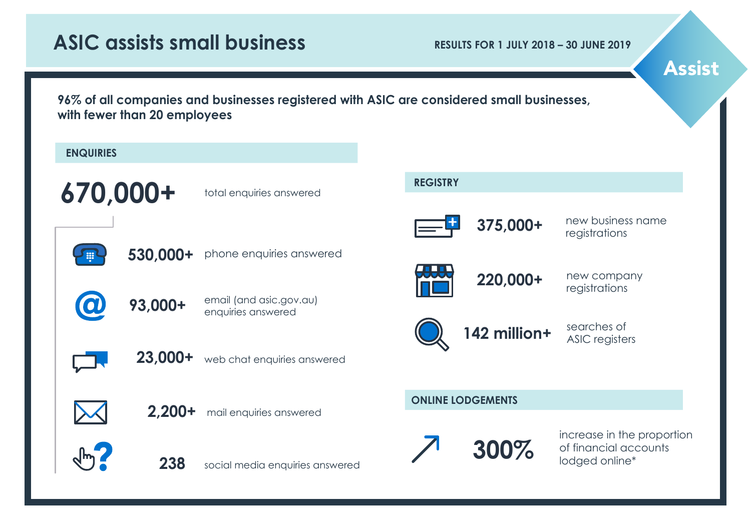# ASIC assists small business

**RESULTS FOR 1 JULY 2018 – 30 JUNE 2019**

Assist

**96% of all companies and businesses registered with ASIC are considered small businesses, with fewer than 20 employees**

## ENQUIRIES

**670,000+** total enquiries answered

- **530,000+** phone enquiries answered
- **93,000+** email (and asic.gov.au) enquiries answered
- **23,000+** web chat enquiries answered
- **2,200+** mail enquiries answered
- **238** social media enquiries answered

## REGISTRY

- **375,000+** new business name registrations
- **220,000+** new company registrations
- **142 million+** searches of ASIC registers

## ONLINE LODGEMENTS

**300%** increase in the proportion of financial accounts lodged online*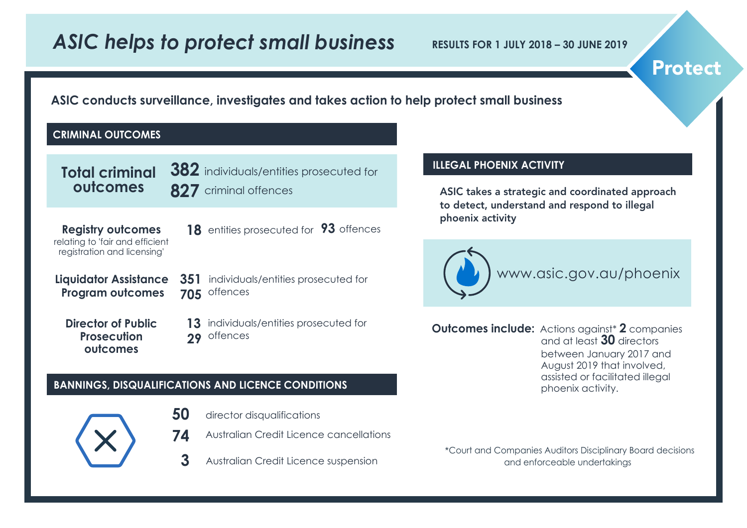# *ASIC helps to protect small business*

**RESULTS FOR 1 JULY 2018 – 30 JUNE 2019**

**Protect**

**ASIC conducts surveillance, investigates and takes action to help protect small business**

## CRIMINAL OUTCOMES

**Total criminal outcomes**

**382** individuals/entities prosecuted for **827** criminal offences

**Registry outcomes** relating to 'fair and efficient registration and licensing'

**18** entities prosecuted for **93** offences

**Liquidator Assistance Program outcomes**

**351** individuals/entities prosecuted for **705** offences

**Director of Public Prosecution outcomes**

**13** individuals/entities prosecuted for **29** offences

## BANNINGS, DISQUALIFICATIONS AND LICENCE CONDITIONS

**50** director disqualifications

**74** Australian Credit Licence cancellations

**3** Australian Credit Licence suspension

## ILLEGAL PHOENIX ACTIVITY

**ASIC takes a strategic and coordinated approach to detect, understand and respond to illegal phoenix activity**

www.asic.gov.au/phoenix

**Outcomes include:** Actions against* **2** companies and at least **30** directors between January 2017 and August 2019 that involved, assisted or facilitated illegal phoenix activity.

*Court and Companies Auditors Disciplinary Board decisions and enforceable undertakings